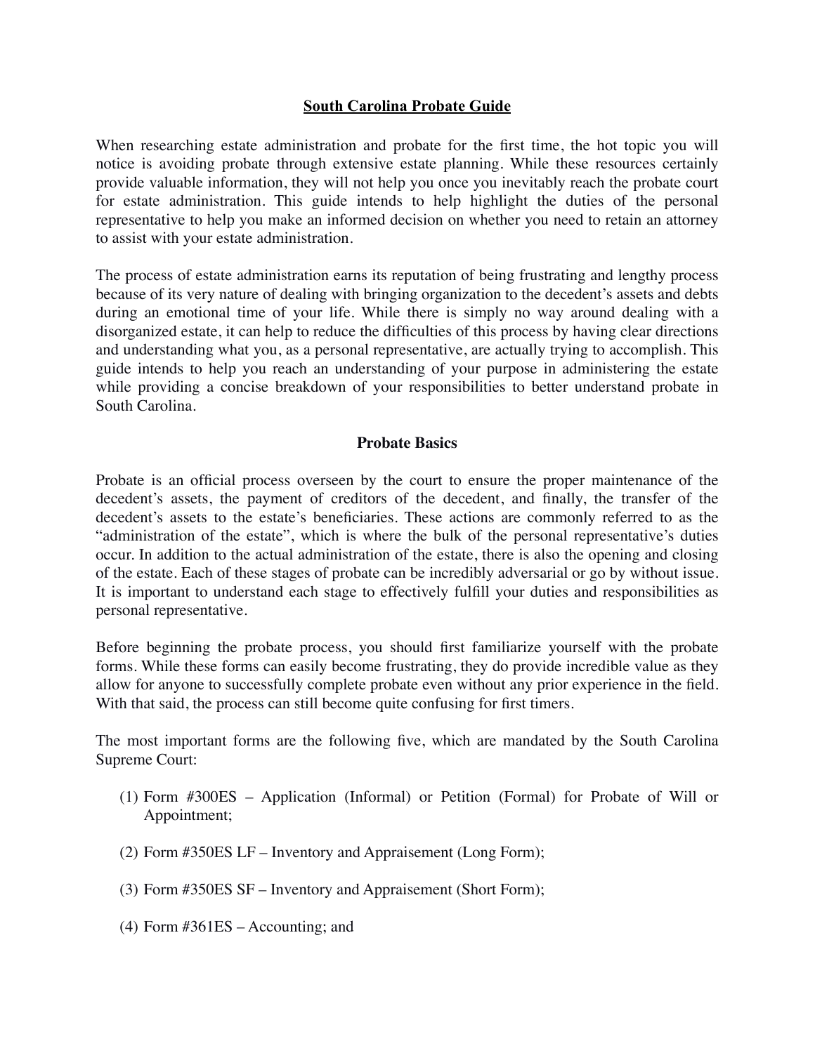# South Carolina Probate Guide

When researching estate administration and probate for the first time, the hot topic you will notice is avoiding probate through extensive estate planning. While these resources certainly provide valuable information, they will not help you once you inevitably reach the probate court for estate administration. This guide intends to help highlight the duties of the personal representative to help you make an informed decision on whether you need to retain an attorney to assist with your estate administration.

The process of estate administration earns its reputation of being frustrating and lengthy process because of its very nature of dealing with bringing organization to the decedent's assets and debts during an emotional time of your life. While there is simply no way around dealing with a disorganized estate, it can help to reduce the difficulties of this process by having clear directions and understanding what you, as a personal representative, are actually trying to accomplish. This guide intends to help you reach an understanding of your purpose in administering the estate while providing a concise breakdown of your responsibilities to better understand probate in South Carolina.

## Probate Basics

Probate is an official process overseen by the court to ensure the proper maintenance of the decedent's assets, the payment of creditors of the decedent, and finally, the transfer of the decedent's assets to the estate's beneficiaries. These actions are commonly referred to as the "administration of the estate", which is where the bulk of the personal representative's duties occur. In addition to the actual administration of the estate, there is also the opening and closing of the estate. Each of these stages of probate can be incredibly adversarial or go by without issue. It is important to understand each stage to effectively fulfill your duties and responsibilities as personal representative.

Before beginning the probate process, you should first familiarize yourself with the probate forms. While these forms can easily become frustrating, they do provide incredible value as they allow for anyone to successfully complete probate even without any prior experience in the field. With that said, the process can still become quite confusing for first timers.

The most important forms are the following five, which are mandated by the South Carolina Supreme Court:

(1) Form #300ES – Application (Informal) or Petition (Formal) for Probate of Will or Appointment;

(2) Form #350ES LF – Inventory and Appraisement (Long Form);

(3) Form #350ES SF – Inventory and Appraisement (Short Form);

(4) Form #361ES – Accounting; and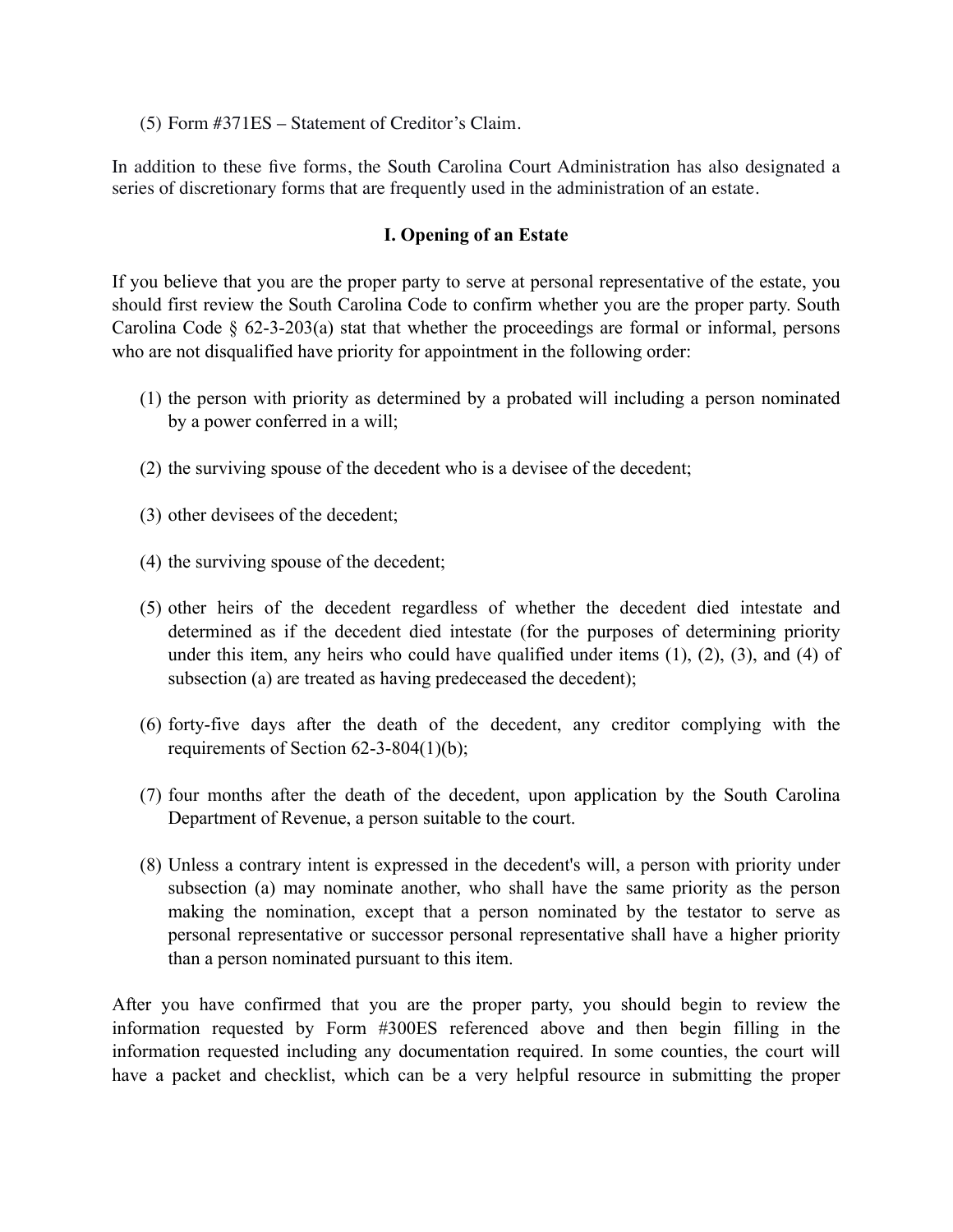(5) Form #371ES – Statement of Creditor's Claim.

In addition to these five forms, the South Carolina Court Administration has also designated a series of discretionary forms that are frequently used in the administration of an estate.

## I. Opening of an Estate

If you believe that you are the proper party to serve at personal representative of the estate, you should first review the South Carolina Code to confirm whether you are the proper party. South Carolina Code § 62-3-203(a) stat that whether the proceedings are formal or informal, persons who are not disqualified have priority for appointment in the following order:

(1) the person with priority as determined by a probated will including a person nominated by a power conferred in a will;

(2) the surviving spouse of the decedent who is a devisee of the decedent;

(3) other devisees of the decedent;

(4) the surviving spouse of the decedent;

(5) other heirs of the decedent regardless of whether the decedent died intestate and determined as if the decedent died intestate (for the purposes of determining priority under this item, any heirs who could have qualified under items (1), (2), (3), and (4) of subsection (a) are treated as having predeceased the decedent);

(6) forty-five days after the death of the decedent, any creditor complying with the requirements of Section 62-3-804(1)(b);

(7) four months after the death of the decedent, upon application by the South Carolina Department of Revenue, a person suitable to the court.

(8) Unless a contrary intent is expressed in the decedent's will, a person with priority under subsection (a) may nominate another, who shall have the same priority as the person making the nomination, except that a person nominated by the testator to serve as personal representative or successor personal representative shall have a higher priority than a person nominated pursuant to this item.

After you have confirmed that you are the proper party, you should begin to review the information requested by Form #300ES referenced above and then begin filling in the information requested including any documentation required. In some counties, the court will have a packet and checklist, which can be a very helpful resource in submitting the proper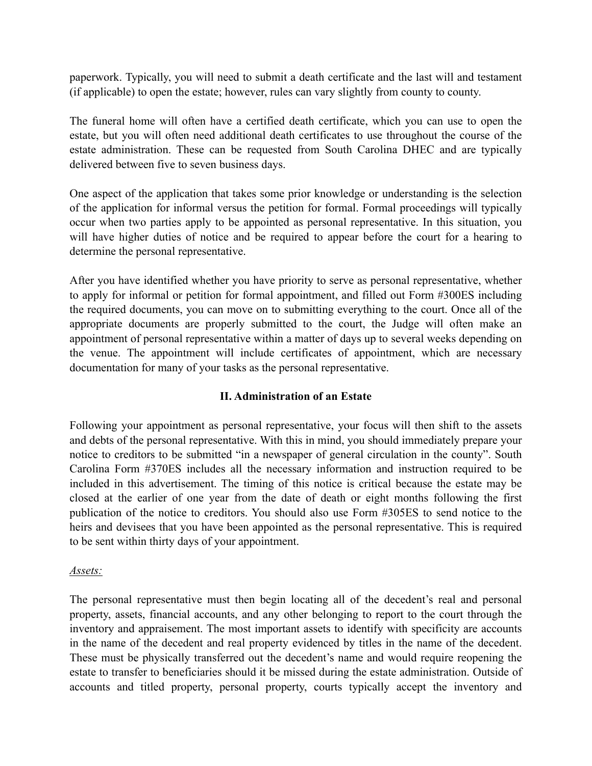paperwork. Typically, you will need to submit a death certificate and the last will and testament (if applicable) to open the estate; however, rules can vary slightly from county to county.

The funeral home will often have a certified death certificate, which you can use to open the estate, but you will often need additional death certificates to use throughout the course of the estate administration. These can be requested from South Carolina DHEC and are typically delivered between five to seven business days.

One aspect of the application that takes some prior knowledge or understanding is the selection of the application for informal versus the petition for formal. Formal proceedings will typically occur when two parties apply to be appointed as personal representative. In this situation, you will have higher duties of notice and be required to appear before the court for a hearing to determine the personal representative.

After you have identified whether you have priority to serve as personal representative, whether to apply for informal or petition for formal appointment, and filled out Form #300ES including the required documents, you can move on to submitting everything to the court. Once all of the appropriate documents are properly submitted to the court, the Judge will often make an appointment of personal representative within a matter of days up to several weeks depending on the venue. The appointment will include certificates of appointment, which are necessary documentation for many of your tasks as the personal representative.

## II. Administration of an Estate

Following your appointment as personal representative, your focus will then shift to the assets and debts of the personal representative. With this in mind, you should immediately prepare your notice to creditors to be submitted "in a newspaper of general circulation in the county". South Carolina Form #370ES includes all the necessary information and instruction required to be included in this advertisement. The timing of this notice is critical because the estate may be closed at the earlier of one year from the date of death or eight months following the first publication of the notice to creditors. You should also use Form #305ES to send notice to the heirs and devisees that you have been appointed as the personal representative. This is required to be sent within thirty days of your appointment.

*Assets:*

The personal representative must then begin locating all of the decedent's real and personal property, assets, financial accounts, and any other belonging to report to the court through the inventory and appraisement. The most important assets to identify with specificity are accounts in the name of the decedent and real property evidenced by titles in the name of the decedent. These must be physically transferred out the decedent's name and would require reopening the estate to transfer to beneficiaries should it be missed during the estate administration. Outside of accounts and titled property, personal property, courts typically accept the inventory and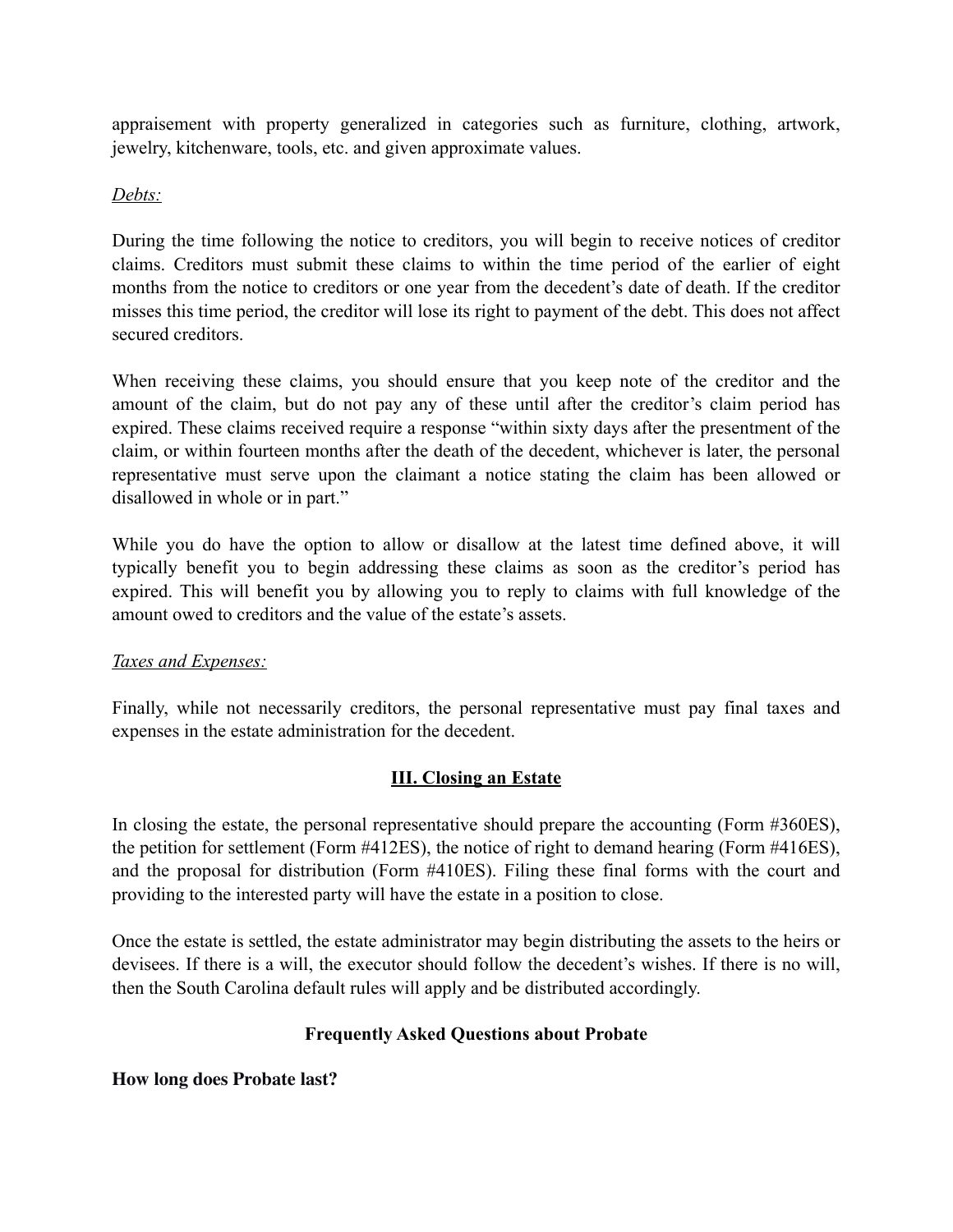appraisement with property generalized in categories such as furniture, clothing, artwork, jewelry, kitchenware, tools, etc. and given approximate values.

*Debts:*

During the time following the notice to creditors, you will begin to receive notices of creditor claims. Creditors must submit these claims to within the time period of the earlier of eight months from the notice to creditors or one year from the decedent's date of death. If the creditor misses this time period, the creditor will lose its right to payment of the debt. This does not affect secured creditors.

When receiving these claims, you should ensure that you keep note of the creditor and the amount of the claim, but do not pay any of these until after the creditor's claim period has expired. These claims received require a response "within sixty days after the presentment of the claim, or within fourteen months after the death of the decedent, whichever is later, the personal representative must serve upon the claimant a notice stating the claim has been allowed or disallowed in whole or in part."

While you do have the option to allow or disallow at the latest time defined above, it will typically benefit you to begin addressing these claims as soon as the creditor's period has expired. This will benefit you by allowing you to reply to claims with full knowledge of the amount owed to creditors and the value of the estate's assets.

*Taxes and Expenses:*

Finally, while not necessarily creditors, the personal representative must pay final taxes and expenses in the estate administration for the decedent.

## III. Closing an Estate

In closing the estate, the personal representative should prepare the accounting (Form #360ES), the petition for settlement (Form #412ES), the notice of right to demand hearing (Form #416ES), and the proposal for distribution (Form #410ES). Filing these final forms with the court and providing to the interested party will have the estate in a position to close.

Once the estate is settled, the estate administrator may begin distributing the assets to the heirs or devisees. If there is a will, the executor should follow the decedent's wishes. If there is no will, then the South Carolina default rules will apply and be distributed accordingly.

## Frequently Asked Questions about Probate

**How long does Probate last?**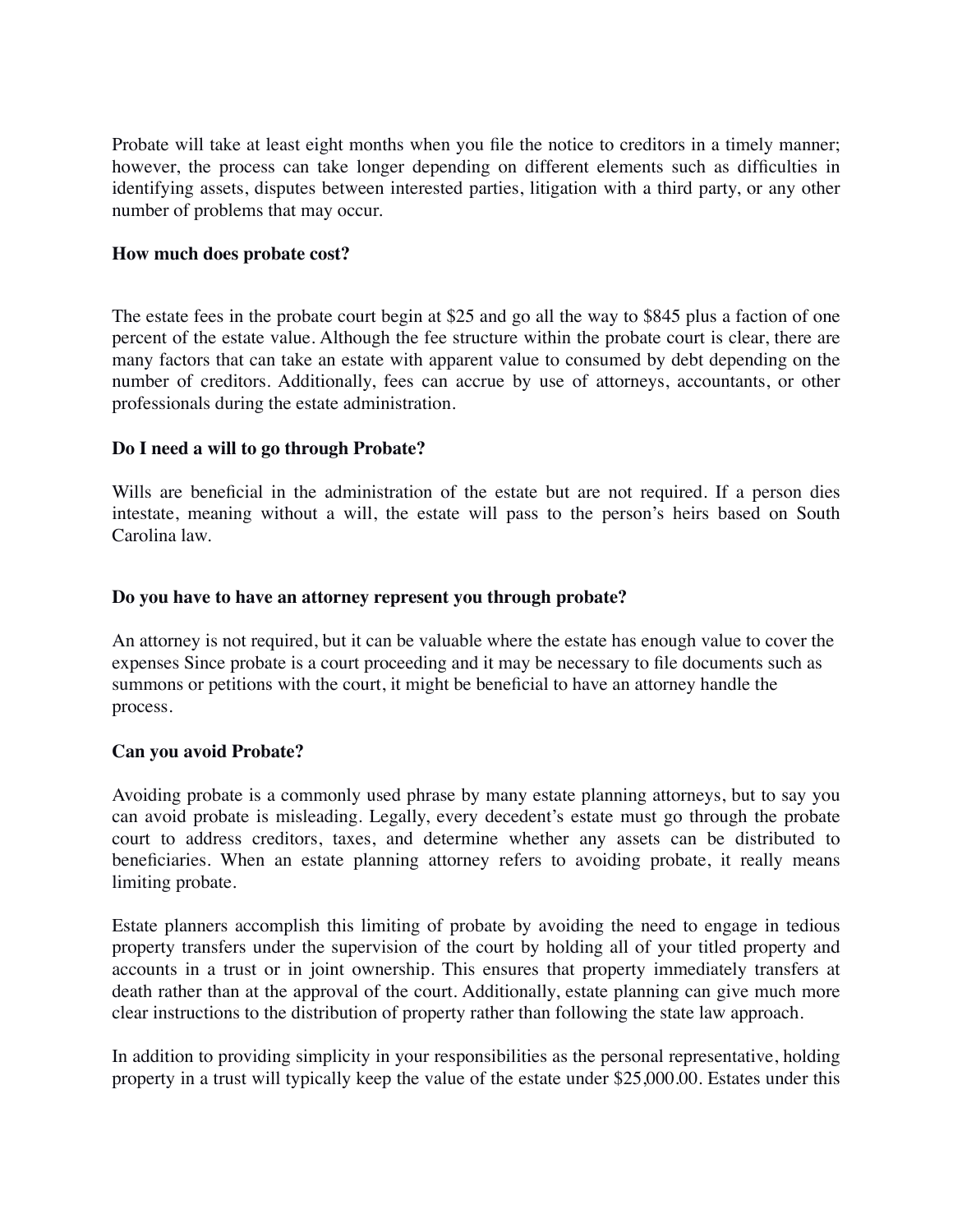Probate will take at least eight months when you file the notice to creditors in a timely manner; however, the process can take longer depending on different elements such as difficulties in identifying assets, disputes between interested parties, litigation with a third party, or any other number of problems that may occur.

**How much does probate cost?**

The estate fees in the probate court begin at $25 and go all the way to $845 plus a faction of one percent of the estate value. Although the fee structure within the probate court is clear, there are many factors that can take an estate with apparent value to consumed by debt depending on the number of creditors. Additionally, fees can accrue by use of attorneys, accountants, or other professionals during the estate administration.

**Do I need a will to go through Probate?**

Wills are beneficial in the administration of the estate but are not required. If a person dies intestate, meaning without a will, the estate will pass to the person's heirs based on South Carolina law.

**Do you have to have an attorney represent you through probate?**

An attorney is not required, but it can be valuable where the estate has enough value to cover the expenses Since probate is a court proceeding and it may be necessary to file documents such as summons or petitions with the court, it might be beneficial to have an attorney handle the process.

**Can you avoid Probate?**

Avoiding probate is a commonly used phrase by many estate planning attorneys, but to say you can avoid probate is misleading. Legally, every decedent's estate must go through the probate court to address creditors, taxes, and determine whether any assets can be distributed to beneficiaries. When an estate planning attorney refers to avoiding probate, it really means limiting probate.

Estate planners accomplish this limiting of probate by avoiding the need to engage in tedious property transfers under the supervision of the court by holding all of your titled property and accounts in a trust or in joint ownership. This ensures that property immediately transfers at death rather than at the approval of the court. Additionally, estate planning can give much more clear instructions to the distribution of property rather than following the state law approach.

In addition to providing simplicity in your responsibilities as the personal representative, holding property in a trust will typically keep the value of the estate under $25,000.00. Estates under this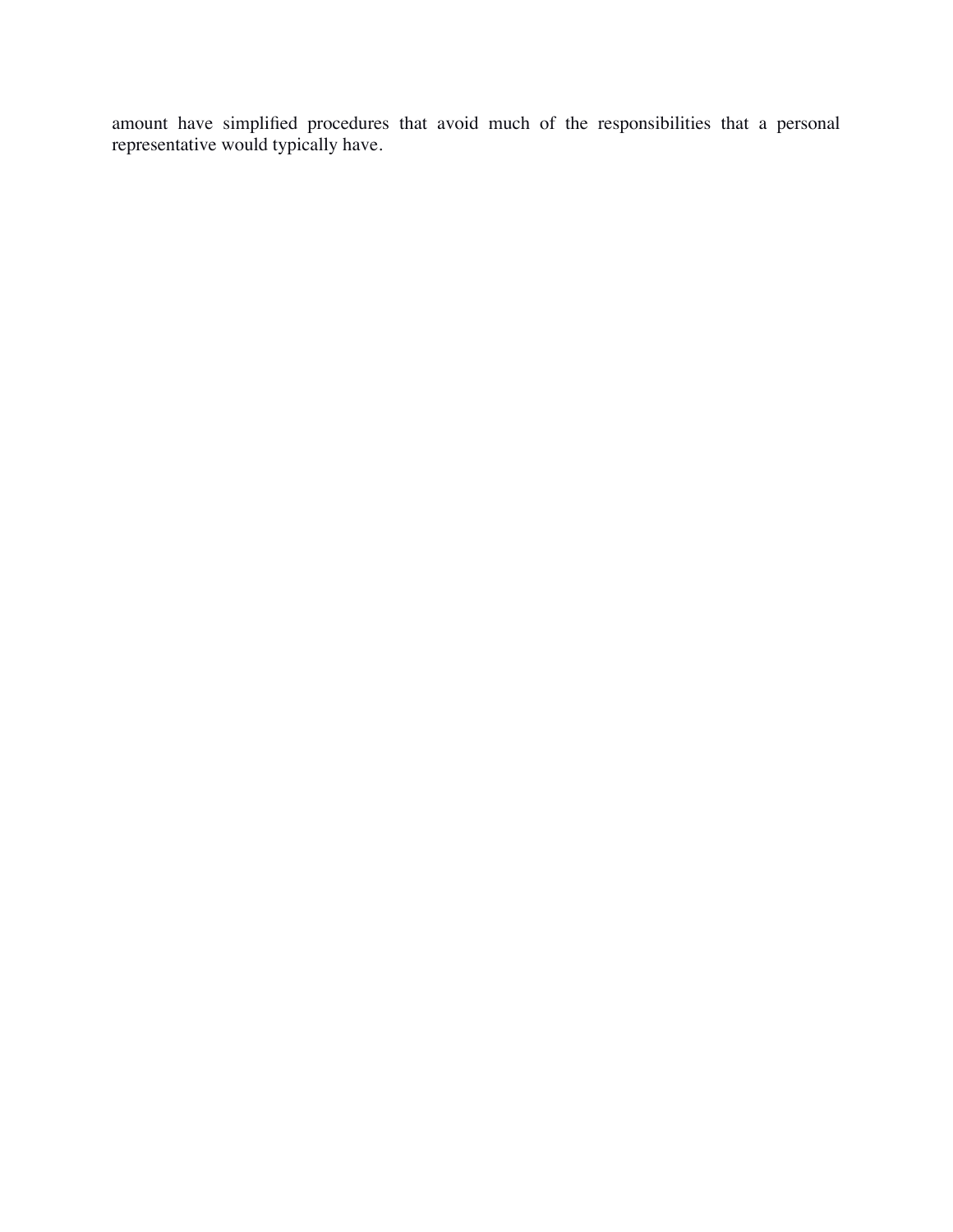amount have simplified procedures that avoid much of the responsibilities that a personal representative would typically have.